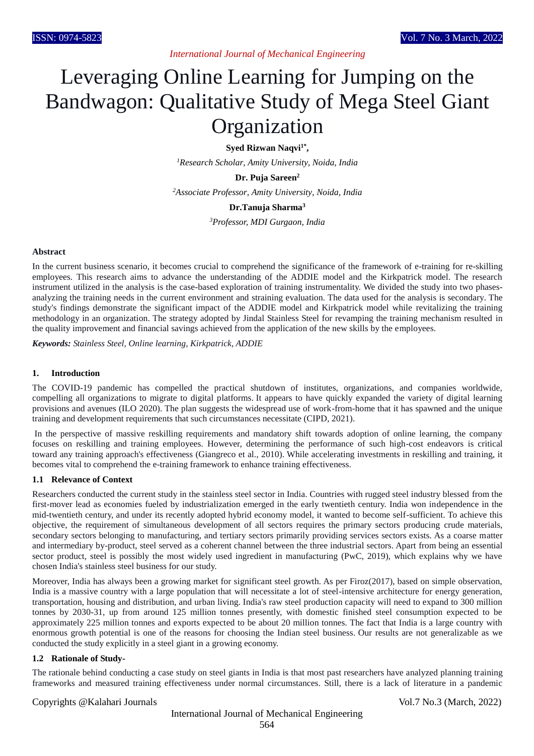# Leveraging Online Learning for Jumping on the Bandwagon: Qualitative Study of Mega Steel Giant Organization

**Syed Rizwan Naqvi[1*],**

*[1]Research Scholar, Amity University, Noida, India*

**Dr. Puja Sareen[2]**

*[2]Associate Professor, Amity University, Noida, India*

**Dr.Tanuja Sharma[3]**

*[3]Professor, MDI Gurgaon, India*

## Abstract

In the current business scenario, it becomes crucial to comprehend the significance of the framework of e-training for re-skilling employees. This research aims to advance the understanding of the ADDIE model and the Kirkpatrick model. The research instrument utilized in the analysis is the case-based exploration of training instrumentality. We divided the study into two phases- analyzing the training needs in the current environment and straining evaluation. The data used for the analysis is secondary. The study's findings demonstrate the significant impact of the ADDIE model and Kirkpatrick model while revitalizing the training methodology in an organization. The strategy adopted by Jindal Stainless Steel for revamping the training mechanism resulted in the quality improvement and financial savings achieved from the application of the new skills by the employees.

***Keywords:*** *Stainless Steel, Online learning, Kirkpatrick, ADDIE*

## 1. Introduction

The COVID-19 pandemic has compelled the practical shutdown of institutes, organizations, and companies worldwide, compelling all organizations to migrate to digital platforms. It appears to have quickly expanded the variety of digital learning provisions and avenues (ILO 2020). The plan suggests the widespread use of work-from-home that it has spawned and the unique training and development requirements that such circumstances necessitate (CIPD, 2021).

In the perspective of massive reskilling requirements and mandatory shift towards adoption of online learning, the company focuses on reskilling and training employees. However, determining the performance of such high-cost endeavors is critical toward any training approach's effectiveness (Giangreco et al., 2010). While accelerating investments in reskilling and training, it becomes vital to comprehend the e-training framework to enhance training effectiveness.

### 1.1 Relevance of Context

Researchers conducted the current study in the stainless steel sector in India. Countries with rugged steel industry blessed from the first-mover lead as economies fueled by industrialization emerged in the early twentieth century. India won independence in the mid-twentieth century, and under its recently adopted hybrid economy model, it wanted to become self-sufficient. To achieve this objective, the requirement of simultaneous development of all sectors requires the primary sectors producing crude materials, secondary sectors belonging to manufacturing, and tertiary sectors primarily providing services sectors exists. As a coarse matter and intermediary by-product, steel served as a coherent channel between the three industrial sectors. Apart from being an essential sector product, steel is possibly the most widely used ingredient in manufacturing (PwC, 2019), which explains why we have chosen India's stainless steel business for our study.

Moreover, India has always been a growing market for significant steel growth. As per Firoz(2017), based on simple observation, India is a massive country with a large population that will necessitate a lot of steel-intensive architecture for energy generation, transportation, housing and distribution, and urban living. India's raw steel production capacity will need to expand to 300 million tonnes by 2030-31, up from around 125 million tonnes presently, with domestic finished steel consumption expected to be approximately 225 million tonnes and exports expected to be about 20 million tonnes. The fact that India is a large country with enormous growth potential is one of the reasons for choosing the Indian steel business. Our results are not generalizable as we conducted the study explicitly in a steel giant in a growing economy.

### 1.2 Rationale of Study-

The rationale behind conducting a case study on steel giants in India is that most past researchers have analyzed planning training frameworks and measured training effectiveness under normal circumstances. Still, there is a lack of literature in a pandemic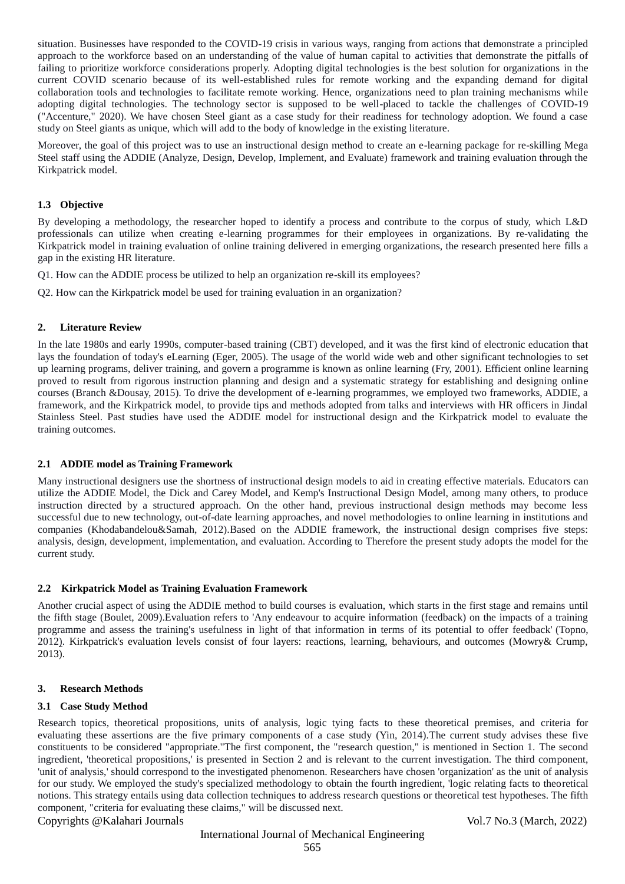situation. Businesses have responded to the COVID-19 crisis in various ways, ranging from actions that demonstrate a principled approach to the workforce based on an understanding of the value of human capital to activities that demonstrate the pitfalls of failing to prioritize workforce considerations properly. Adopting digital technologies is the best solution for organizations in the current COVID scenario because of its well-established rules for remote working and the expanding demand for digital collaboration tools and technologies to facilitate remote working. Hence, organizations need to plan training mechanisms while adopting digital technologies. The technology sector is supposed to be well-placed to tackle the challenges of COVID-19 ("Accenture," 2020). We have chosen Steel giant as a case study for their readiness for technology adoption. We found a case study on Steel giants as unique, which will add to the body of knowledge in the existing literature.

Moreover, the goal of this project was to use an instructional design method to create an e-learning package for re-skilling Mega Steel staff using the ADDIE (Analyze, Design, Develop, Implement, and Evaluate) framework and training evaluation through the Kirkpatrick model.

### 1.3 Objective

By developing a methodology, the researcher hoped to identify a process and contribute to the corpus of study, which L&D professionals can utilize when creating e-learning programmes for their employees in organizations. By re-validating the Kirkpatrick model in training evaluation of online training delivered in emerging organizations, the research presented here fills a gap in the existing HR literature.

Q1. How can the ADDIE process be utilized to help an organization re-skill its employees?

Q2. How can the Kirkpatrick model be used for training evaluation in an organization?

## 2. Literature Review

In the late 1980s and early 1990s, computer-based training (CBT) developed, and it was the first kind of electronic education that lays the foundation of today's eLearning (Eger, 2005). The usage of the world wide web and other significant technologies to set up learning programs, deliver training, and govern a programme is known as online learning (Fry, 2001). Efficient online learning proved to result from rigorous instruction planning and design and a systematic strategy for establishing and designing online courses (Branch &Dousay, 2015). To drive the development of e-learning programmes, we employed two frameworks, ADDIE, a framework, and the Kirkpatrick model, to provide tips and methods adopted from talks and interviews with HR officers in Jindal Stainless Steel. Past studies have used the ADDIE model for instructional design and the Kirkpatrick model to evaluate the training outcomes.

### 2.1 ADDIE model as Training Framework

Many instructional designers use the shortness of instructional design models to aid in creating effective materials. Educators can utilize the ADDIE Model, the Dick and Carey Model, and Kemp's Instructional Design Model, among many others, to produce instruction directed by a structured approach. On the other hand, previous instructional design methods may become less successful due to new technology, out-of-date learning approaches, and novel methodologies to online learning in institutions and companies (Khodabandelou&Samah, 2012).Based on the ADDIE framework, the instructional design comprises five steps: analysis, design, development, implementation, and evaluation. According to Therefore the present study adopts the model for the current study.

### 2.2 Kirkpatrick Model as Training Evaluation Framework

Another crucial aspect of using the ADDIE method to build courses is evaluation, which starts in the first stage and remains until the fifth stage (Boulet, 2009).Evaluation refers to 'Any endeavour to acquire information (feedback) on the impacts of a training programme and assess the training's usefulness in light of that information in terms of its potential to offer feedback' (Topno, 2012). Kirkpatrick's evaluation levels consist of four layers: reactions, learning, behaviours, and outcomes (Mowry& Crump, 2013).

## 3. Research Methods

### 3.1 Case Study Method

Research topics, theoretical propositions, units of analysis, logic tying facts to these theoretical premises, and criteria for evaluating these assertions are the five primary components of a case study (Yin, 2014).The current study advises these five constituents to be considered "appropriate."The first component, the "research question," is mentioned in Section 1. The second ingredient, 'theoretical propositions,' is presented in Section 2 and is relevant to the current investigation. The third component, 'unit of analysis,' should correspond to the investigated phenomenon. Researchers have chosen 'organization' as the unit of analysis for our study. We employed the study's specialized methodology to obtain the fourth ingredient, 'logic relating facts to theoretical notions. This strategy entails using data collection techniques to address research questions or theoretical test hypotheses. The fifth component, "criteria for evaluating these claims," will be discussed next.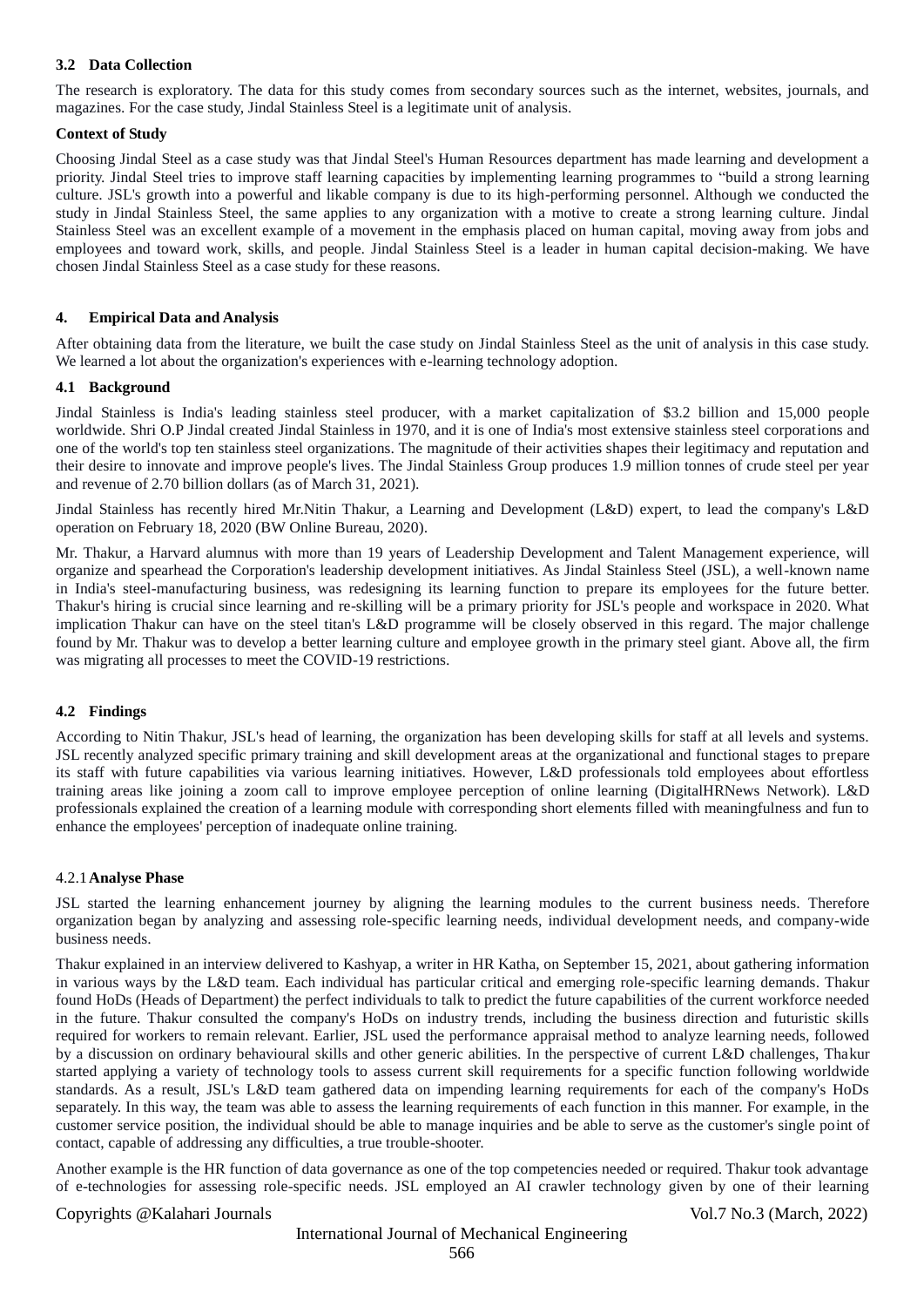### 3.2 Data Collection

The research is exploratory. The data for this study comes from secondary sources such as the internet, websites, journals, and magazines. For the case study, Jindal Stainless Steel is a legitimate unit of analysis.

**Context of Study**

Choosing Jindal Steel as a case study was that Jindal Steel's Human Resources department has made learning and development a priority. Jindal Steel tries to improve staff learning capacities by implementing learning programmes to "build a strong learning culture. JSL's growth into a powerful and likable company is due to its high-performing personnel. Although we conducted the study in Jindal Stainless Steel, the same applies to any organization with a motive to create a strong learning culture. Jindal Stainless Steel was an excellent example of a movement in the emphasis placed on human capital, moving away from jobs and employees and toward work, skills, and people. Jindal Stainless Steel is a leader in human capital decision-making. We have chosen Jindal Stainless Steel as a case study for these reasons.

## 4. Empirical Data and Analysis

After obtaining data from the literature, we built the case study on Jindal Stainless Steel as the unit of analysis in this case study. We learned a lot about the organization's experiences with e-learning technology adoption.

### 4.1 Background

Jindal Stainless is India's leading stainless steel producer, with a market capitalization of \$3.2 billion and 15,000 people worldwide. Shri O.P Jindal created Jindal Stainless in 1970, and it is one of India's most extensive stainless steel corporations and one of the world's top ten stainless steel organizations. The magnitude of their activities shapes their legitimacy and reputation and their desire to innovate and improve people's lives. The Jindal Stainless Group produces 1.9 million tonnes of crude steel per year and revenue of 2.70 billion dollars (as of March 31, 2021).

Jindal Stainless has recently hired Mr.Nitin Thakur, a Learning and Development (L&D) expert, to lead the company's L&D operation on February 18, 2020 (BW Online Bureau, 2020).

Mr. Thakur, a Harvard alumnus with more than 19 years of Leadership Development and Talent Management experience, will organize and spearhead the Corporation's leadership development initiatives. As Jindal Stainless Steel (JSL), a well-known name in India's steel-manufacturing business, was redesigning its learning function to prepare its employees for the future better. Thakur's hiring is crucial since learning and re-skilling will be a primary priority for JSL's people and workspace in 2020. What implication Thakur can have on the steel titan's L&D programme will be closely observed in this regard. The major challenge found by Mr. Thakur was to develop a better learning culture and employee growth in the primary steel giant. Above all, the firm was migrating all processes to meet the COVID-19 restrictions.

### 4.2 Findings

According to Nitin Thakur, JSL's head of learning, the organization has been developing skills for staff at all levels and systems. JSL recently analyzed specific primary training and skill development areas at the organizational and functional stages to prepare its staff with future capabilities via various learning initiatives. However, L&D professionals told employees about effortless training areas like joining a zoom call to improve employee perception of online learning (DigitalHRNews Network). L&D professionals explained the creation of a learning module with corresponding short elements filled with meaningfulness and fun to enhance the employees' perception of inadequate online training.

#### 4.2.1 Analyse Phase

JSL started the learning enhancement journey by aligning the learning modules to the current business needs. Therefore organization began by analyzing and assessing role-specific learning needs, individual development needs, and company-wide business needs.

Thakur explained in an interview delivered to Kashyap, a writer in HR Katha, on September 15, 2021, about gathering information in various ways by the L&D team. Each individual has particular critical and emerging role-specific learning demands. Thakur found HoDs (Heads of Department) the perfect individuals to talk to predict the future capabilities of the current workforce needed in the future. Thakur consulted the company's HoDs on industry trends, including the business direction and futuristic skills required for workers to remain relevant. Earlier, JSL used the performance appraisal method to analyze learning needs, followed by a discussion on ordinary behavioural skills and other generic abilities. In the perspective of current L&D challenges, Thakur started applying a variety of technology tools to assess current skill requirements for a specific function following worldwide standards. As a result, JSL's L&D team gathered data on impending learning requirements for each of the company's HoDs separately. In this way, the team was able to assess the learning requirements of each function in this manner. For example, in the customer service position, the individual should be able to manage inquiries and be able to serve as the customer's single point of contact, capable of addressing any difficulties, a true trouble-shooter.

Another example is the HR function of data governance as one of the top competencies needed or required. Thakur took advantage of e-technologies for assessing role-specific needs. JSL employed an AI crawler technology given by one of their learning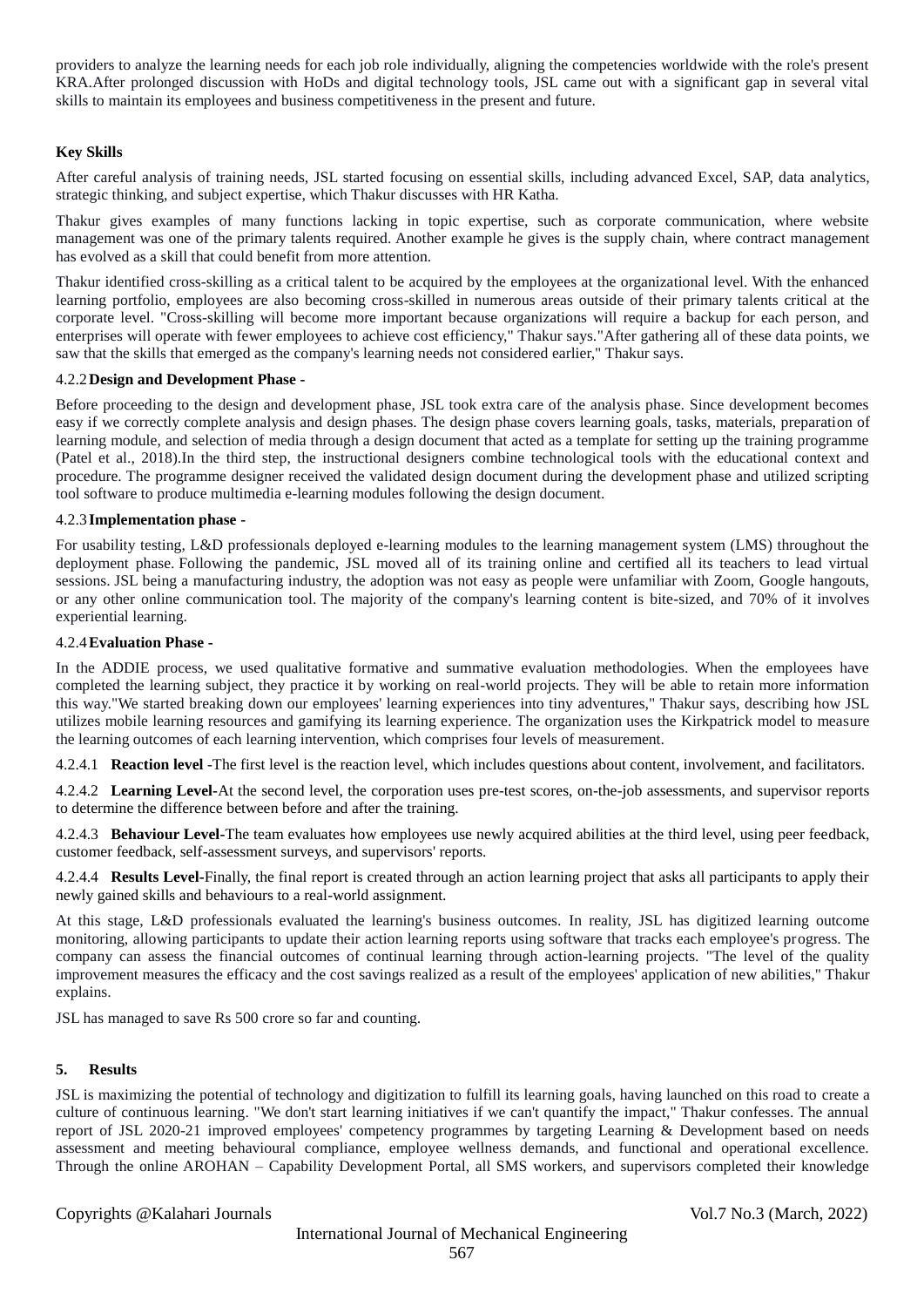providers to analyze the learning needs for each job role individually, aligning the competencies worldwide with the role's present KRA.After prolonged discussion with HoDs and digital technology tools, JSL came out with a significant gap in several vital skills to maintain its employees and business competitiveness in the present and future.

**Key Skills**

After careful analysis of training needs, JSL started focusing on essential skills, including advanced Excel, SAP, data analytics, strategic thinking, and subject expertise, which Thakur discusses with HR Katha.

Thakur gives examples of many functions lacking in topic expertise, such as corporate communication, where website management was one of the primary talents required. Another example he gives is the supply chain, where contract management has evolved as a skill that could benefit from more attention.

Thakur identified cross-skilling as a critical talent to be acquired by the employees at the organizational level. With the enhanced learning portfolio, employees are also becoming cross-skilled in numerous areas outside of their primary talents critical at the corporate level. "Cross-skilling will become more important because organizations will require a backup for each person, and enterprises will operate with fewer employees to achieve cost efficiency," Thakur says."After gathering all of these data points, we saw that the skills that emerged as the company's learning needs not considered earlier," Thakur says.

#### 4.2.2 Design and Development Phase -

Before proceeding to the design and development phase, JSL took extra care of the analysis phase. Since development becomes easy if we correctly complete analysis and design phases. The design phase covers learning goals, tasks, materials, preparation of learning module, and selection of media through a design document that acted as a template for setting up the training programme (Patel et al., 2018).In the third step, the instructional designers combine technological tools with the educational context and procedure. The programme designer received the validated design document during the development phase and utilized scripting tool software to produce multimedia e-learning modules following the design document.

#### 4.2.3 Implementation phase -

For usability testing, L&D professionals deployed e-learning modules to the learning management system (LMS) throughout the deployment phase. Following the pandemic, JSL moved all of its training online and certified all its teachers to lead virtual sessions. JSL being a manufacturing industry, the adoption was not easy as people were unfamiliar with Zoom, Google hangouts, or any other online communication tool. The majority of the company's learning content is bite-sized, and 70% of it involves experiential learning.

#### 4.2.4 Evaluation Phase -

In the ADDIE process, we used qualitative formative and summative evaluation methodologies. When the employees have completed the learning subject, they practice it by working on real-world projects. They will be able to retain more information this way."We started breaking down our employees' learning experiences into tiny adventures," Thakur says, describing how JSL utilizes mobile learning resources and gamifying its learning experience. The organization uses the Kirkpatrick model to measure the learning outcomes of each learning intervention, which comprises four levels of measurement.

4.2.4.1 **Reaction level** -The first level is the reaction level, which includes questions about content, involvement, and facilitators.

4.2.4.2 **Learning Level**-At the second level, the corporation uses pre-test scores, on-the-job assessments, and supervisor reports to determine the difference between before and after the training.

4.2.4.3 **Behaviour Level**-The team evaluates how employees use newly acquired abilities at the third level, using peer feedback, customer feedback, self-assessment surveys, and supervisors' reports.

4.2.4.4 **Results Level**-Finally, the final report is created through an action learning project that asks all participants to apply their newly gained skills and behaviours to a real-world assignment.

At this stage, L&D professionals evaluated the learning's business outcomes. In reality, JSL has digitized learning outcome monitoring, allowing participants to update their action learning reports using software that tracks each employee's progress. The company can assess the financial outcomes of continual learning through action-learning projects. "The level of the quality improvement measures the efficacy and the cost savings realized as a result of the employees' application of new abilities," Thakur explains.

JSL has managed to save Rs 500 crore so far and counting.

## 5. Results

JSL is maximizing the potential of technology and digitization to fulfill its learning goals, having launched on this road to create a culture of continuous learning. "We don't start learning initiatives if we can't quantify the impact," Thakur confesses. The annual report of JSL 2020-21 improved employees' competency programmes by targeting Learning & Development based on needs assessment and meeting behavioural compliance, employee wellness demands, and functional and operational excellence. Through the online AROHAN – Capability Development Portal, all SMS workers, and supervisors completed their knowledge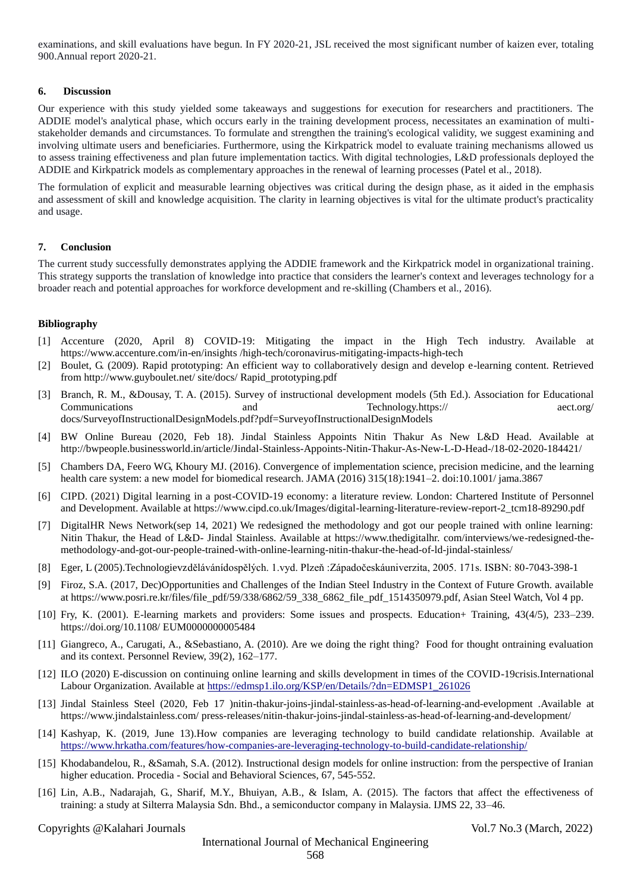examinations, and skill evaluations have begun. In FY 2020-21, JSL received the most significant number of kaizen ever, totaling 900.Annual report 2020-21.

## 6. Discussion

Our experience with this study yielded some takeaways and suggestions for execution for researchers and practitioners. The ADDIE model's analytical phase, which occurs early in the training development process, necessitates an examination of multi-stakeholder demands and circumstances. To formulate and strengthen the training's ecological validity, we suggest examining and involving ultimate users and beneficiaries. Furthermore, using the Kirkpatrick model to evaluate training mechanisms allowed us to assess training effectiveness and plan future implementation tactics. With digital technologies, L&D professionals deployed the ADDIE and Kirkpatrick models as complementary approaches in the renewal of learning processes (Patel et al., 2018).

The formulation of explicit and measurable learning objectives was critical during the design phase, as it aided in the emphasis and assessment of skill and knowledge acquisition. The clarity in learning objectives is vital for the ultimate product's practicality and usage.

## 7. Conclusion

The current study successfully demonstrates applying the ADDIE framework and the Kirkpatrick model in organizational training. This strategy supports the translation of knowledge into practice that considers the learner's context and leverages technology for a broader reach and potential approaches for workforce development and re-skilling (Chambers et al., 2016).

## Bibliography

[1] Accenture (2020, April 8) COVID-19: Mitigating the impact in the High Tech industry. Available at https://www.accenture.com/in-en/insights /high-tech/coronavirus-mitigating-impacts-high-tech

[2] Boulet, G. (2009). Rapid prototyping: An efficient way to collaboratively design and develop e-learning content. Retrieved from http://www.guyboulet.net/ site/docs/ Rapid_prototyping.pdf

[3] Branch, R. M., &Dousay, T. A. (2015). Survey of instructional development models (5th Ed.). Association for Educational Communications and Technology.https:// aect.org/ docs/SurveyofInstructionalDesignModels.pdf?pdf=SurveyofInstructionalDesignModels

[4] BW Online Bureau (2020, Feb 18). Jindal Stainless Appoints Nitin Thakur As New L&D Head. Available at http://bwpeople.businessworld.in/article/Jindal-Stainless-Appoints-Nitin-Thakur-As-New-L-D-Head-/18-02-2020-184421/

[5] Chambers DA, Feero WG, Khoury MJ. (2016). Convergence of implementation science, precision medicine, and the learning health care system: a new model for biomedical research. JAMA (2016) 315(18):1941–2. doi:10.1001/ jama.3867

[6] CIPD. (2021) Digital learning in a post-COVID-19 economy: a literature review. London: Chartered Institute of Personnel and Development. Available at https://www.cipd.co.uk/Images/digital-learning-literature-review-report-2_tcm18-89290.pdf

[7] DigitalHR News Network(sep 14, 2021) We redesigned the methodology and got our people trained with online learning: Nitin Thakur, the Head of L&D- Jindal Stainless. Available at https://www.thedigitalhr. com/interviews/we-redesigned-the-methodology-and-got-our-people-trained-with-online-learning-nitin-thakur-the-head-of-ld-jindal-stainless/

[8] Eger, L (2005).Technologievzdělávánídospělých. 1.vyd. Plzeň :Západočeskáuniverzita, 2005. 171s. ISBN: 80-7043-398-1

[9] Firoz, S.A. (2017, Dec)Opportunities and Challenges of the Indian Steel Industry in the Context of Future Growth. available at https://www.posri.re.kr/files/file_pdf/59/338/6862/59_338_6862_file_pdf_1514350979.pdf, Asian Steel Watch, Vol 4 pp.

[10] Fry, K. (2001). E-learning markets and providers: Some issues and prospects. Education+ Training, 43(4/5), 233–239. https://doi.org/10.1108/ EUM0000000005484

[11] Giangreco, A., Carugati, A., &Sebastiano, A. (2010). Are we doing the right thing? Food for thought ontraining evaluation and its context. Personnel Review, 39(2), 162–177.

[12] ILO (2020) E-discussion on continuing online learning and skills development in times of the COVID-19crisis.International Labour Organization. Available at https://edmsp1.ilo.org/KSP/en/Details/?dn=EDMSP1_261026

[13] Jindal Stainless Steel (2020, Feb 17 )nitin-thakur-joins-jindal-stainless-as-head-of-learning-and-evelopment .Available at https://www.jindalstainless.com/ press-releases/nitin-thakur-joins-jindal-stainless-as-head-of-learning-and-development/

[14] Kashyap, K. (2019, June 13).How companies are leveraging technology to build candidate relationship. Available at https://www.hrkatha.com/features/how-companies-are-leveraging-technology-to-build-candidate-relationship/

[15] Khodabandelou, R., &Samah, S.A. (2012). Instructional design models for online instruction: from the perspective of Iranian higher education. Procedia - Social and Behavioral Sciences, 67, 545-552.

[16] Lin, A.B., Nadarajah, G., Sharif, M.Y., Bhuiyan, A.B., & Islam, A. (2015). The factors that affect the effectiveness of training: a study at Silterra Malaysia Sdn. Bhd., a semiconductor company in Malaysia. IJMS 22, 33–46.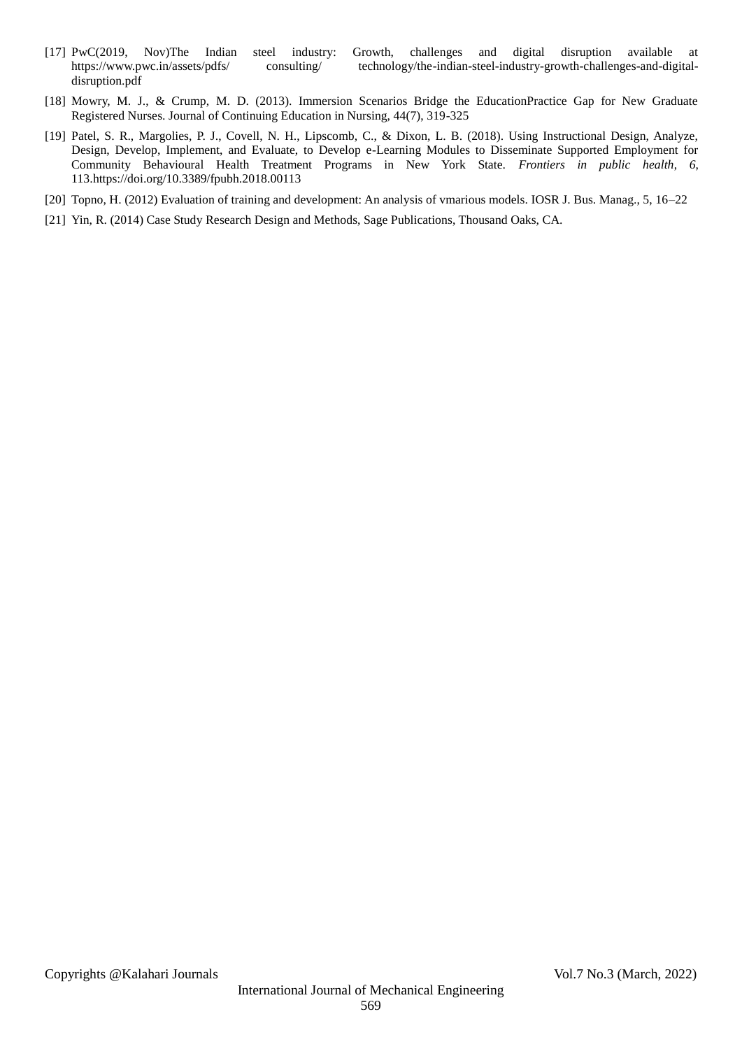[17] PwC(2019, Nov)The Indian steel industry: Growth, challenges and digital disruption available at https://www.pwc.in/assets/pdfs/ consulting/ technology/the-indian-steel-industry-growth-challenges-and-digital-disruption.pdf

[18] Mowry, M. J., & Crump, M. D. (2013). Immersion Scenarios Bridge the EducationPractice Gap for New Graduate Registered Nurses. Journal of Continuing Education in Nursing, 44(7), 319-325

[19] Patel, S. R., Margolies, P. J., Covell, N. H., Lipscomb, C., & Dixon, L. B. (2018). Using Instructional Design, Analyze, Design, Develop, Implement, and Evaluate, to Develop e-Learning Modules to Disseminate Supported Employment for Community Behavioural Health Treatment Programs in New York State. *Frontiers in public health*, *6*, 113.https://doi.org/10.3389/fpubh.2018.00113

[20] Topno, H. (2012) Evaluation of training and development: An analysis of vmarious models. IOSR J. Bus. Manag., 5, 16–22

[21] Yin, R. (2014) Case Study Research Design and Methods, Sage Publications, Thousand Oaks, CA.